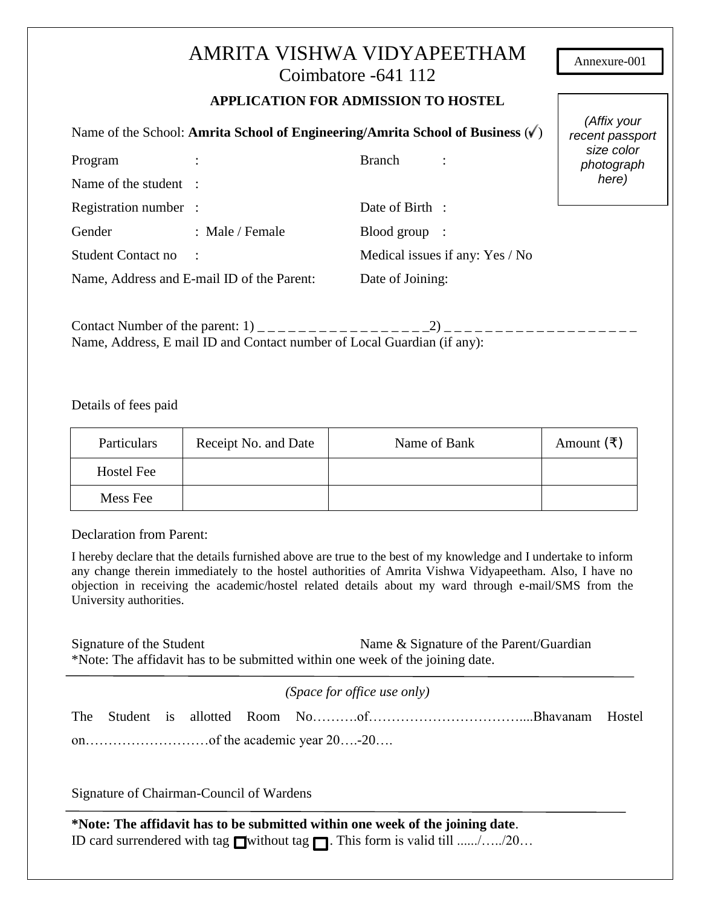Annexure-001

# AMRITA VISHWA VIDYAPEETHAM

Coimbatore -641 112

## APPLICATION FOR ADMISSION TO HOSTEL

*(Affix your recent passport size color photograph here)*

Name of the School: **Amrita School of Engineering/Amrita School of Business** (✓)

Program : Branch :

Name of the student :

Registration number : Date of Birth :

Gender : Male / Female Blood group :

Student Contact no : Medical issues if any: Yes / No

Name, Address and E-mail ID of the Parent: Date of Joining:

Contact Number of the parent: 1) _ _ _ _ _ _ _ _ _ _ _ _ _ _ _ _ _2) _ _ _ _ _ _ _ _ _ _ _ _ _ _ _ _ _ _ _

Name, Address, E mail ID and Contact number of Local Guardian (if any):

Details of fees paid

| Particulars | Receipt No. and Date | Name of Bank | Amount (₹) |
|---|---|---|---|
| Hostel Fee | | | |
| Mess Fee | | | |

Declaration from Parent:

I hereby declare that the details furnished above are true to the best of my knowledge and I undertake to inform any change therein immediately to the hostel authorities of Amrita Vishwa Vidyapeetham. Also, I have no objection in receiving the academic/hostel related details about my ward through e-mail/SMS from the University authorities.

Signature of the Student Name & Signature of the Parent/Guardian

*Note: The affidavit has to be submitted within one week of the joining date.

---

*(Space for office use only)*

The Student is allotted Room No……….of…………………………….....Bhavanam Hostel on………………………of the academic year 20….-20….

Signature of Chairman-Council of Wardens

---

**\*Note: The affidavit has to be submitted within one week of the joining date**.

ID card surrendered with tag ☐ without tag ☐. This form is valid till ....../…../20…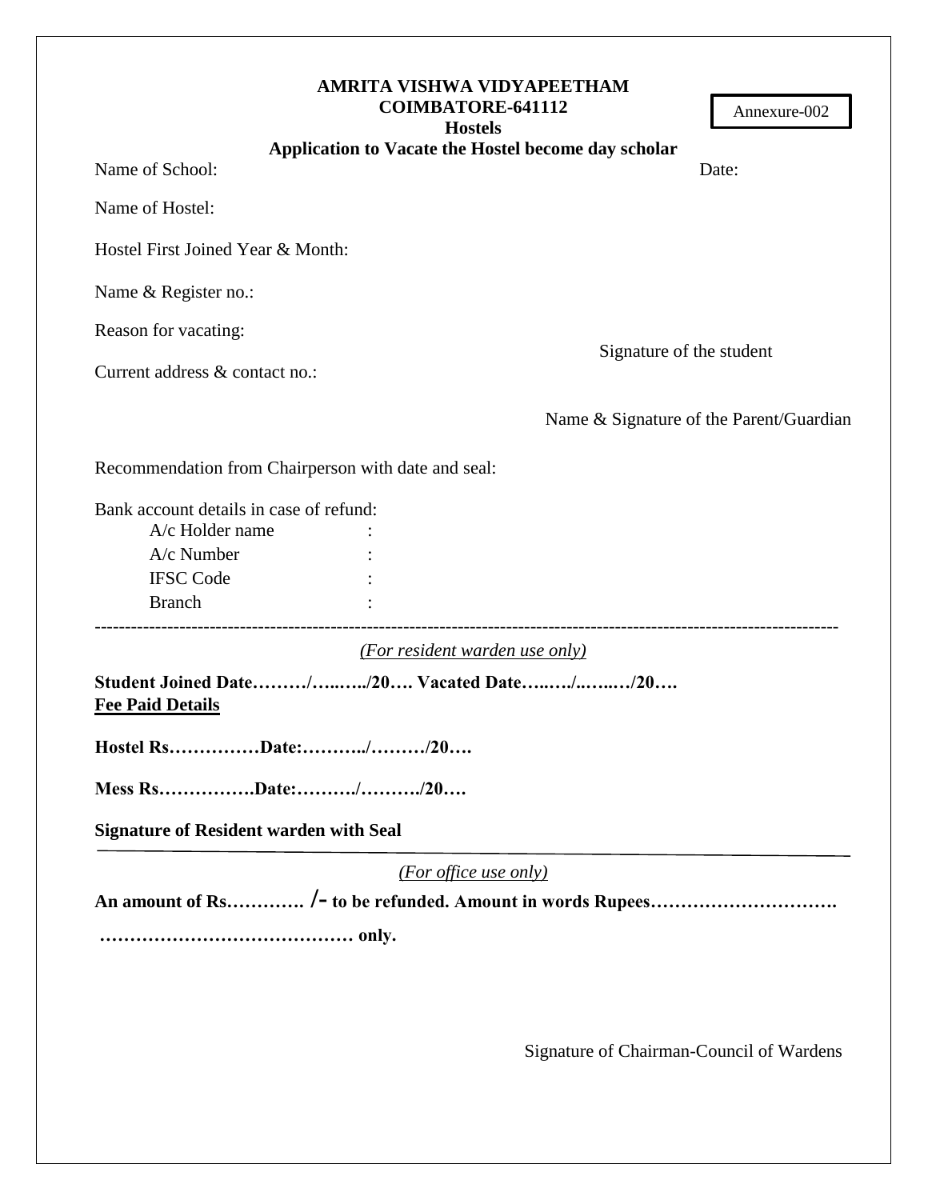Annexure-002

**AMRITA VISHWA VIDYAPEETHAM**
**COIMBATORE-641112**
**Hostels**
**Application to Vacate the Hostel become day scholar**

Name of School: Date:

Name of Hostel:

Hostel First Joined Year & Month:

Name & Register no.:

Reason for vacating:

Signature of the student

Current address & contact no.:

Name & Signature of the Parent/Guardian

Recommendation from Chairperson with date and seal:

Bank account details in case of refund:

A/c Holder name :
A/c Number :
IFSC Code :
Branch :

---

*(For resident warden use only)*

**Student Joined Date………/….…../20…. Vacated Date…..…./..…..…/20….**
**Fee Paid Details**

**Hostel Rs……………Date:………../………/20….**

**Mess Rs…………….Date:………./………./20….**

**Signature of Resident warden with Seal**

---

*(For office use only)*

**An amount of Rs…………. /- to be refunded. Amount in words Rupees………………………….**

**…………………………………… only.**

Signature of Chairman-Council of Wardens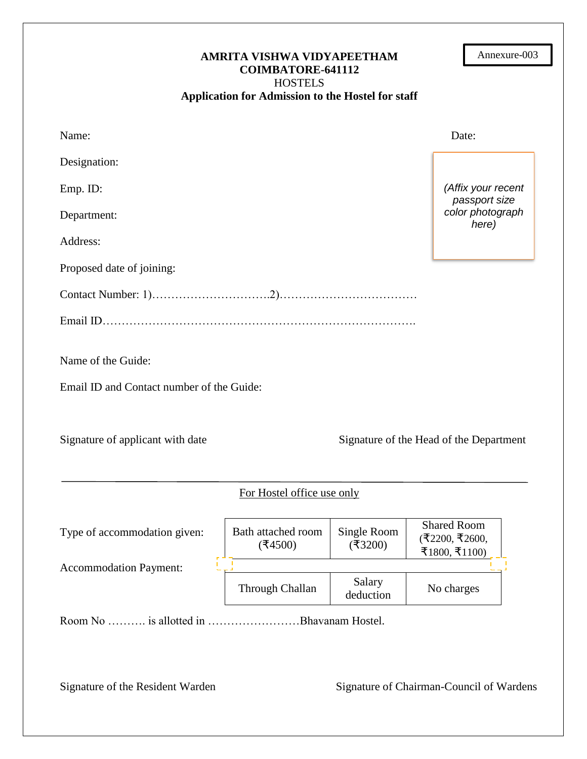Annexure-003

**AMRITA VISHWA VIDYAPEETHAM**
**COIMBATORE-641112**
HOSTELS
**Application for Admission to the Hostel for staff**

Name: Date:

*(Affix your recent passport size color photograph here)*

Designation:

Emp. ID:

Department:

Address:

Proposed date of joining:

Contact Number: 1)………………………….2)………………………………

Email ID……………………………………………………………………….

Name of the Guide:

Email ID and Contact number of the Guide:

Signature of applicant with date Signature of the Head of the Department

---

For Hostel office use only

Type of accommodation given:

| Bath attached room (₹4500) | Single Room (₹3200) | Shared Room (₹2200, ₹2600, ₹1800, ₹1100) |
|---|---|---|

Accommodation Payment:

| Through Challan | Salary deduction | No charges |
|---|---|---|

Room No ………. is allotted in ……………………Bhavanam Hostel.

Signature of the Resident Warden Signature of Chairman-Council of Wardens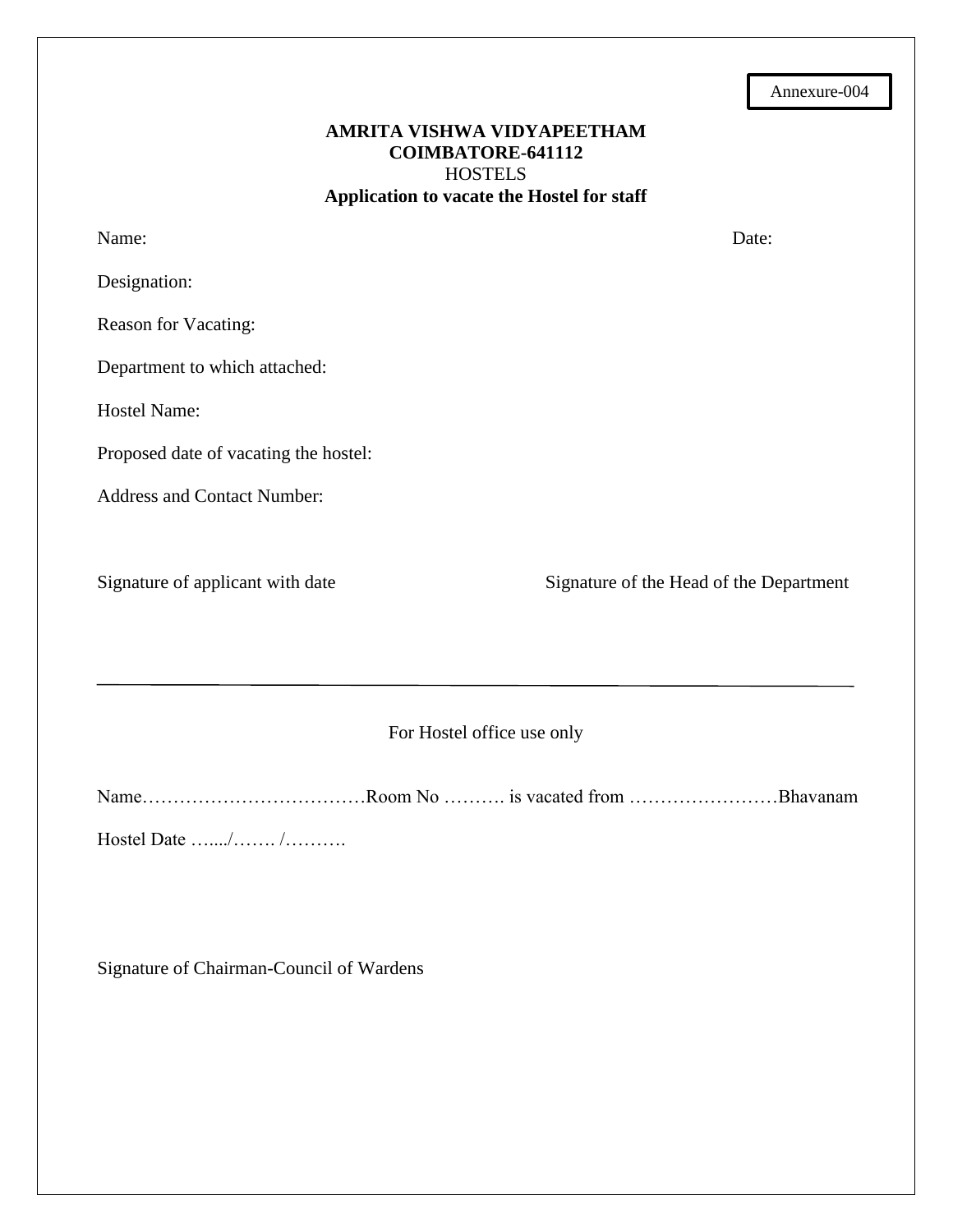Annexure-004

**AMRITA VISHWA VIDYAPEETHAM**
**COIMBATORE-641112**
HOSTELS
**Application to vacate the Hostel for staff**

Name: Date:

Designation:

Reason for Vacating:

Department to which attached:

Hostel Name:

Proposed date of vacating the hostel:

Address and Contact Number:

Signature of applicant with date Signature of the Head of the Department

---

For Hostel office use only

Name………………………………Room No ………. is vacated from ……………………Bhavanam

Hostel Date …..../……. /……….

Signature of Chairman-Council of Wardens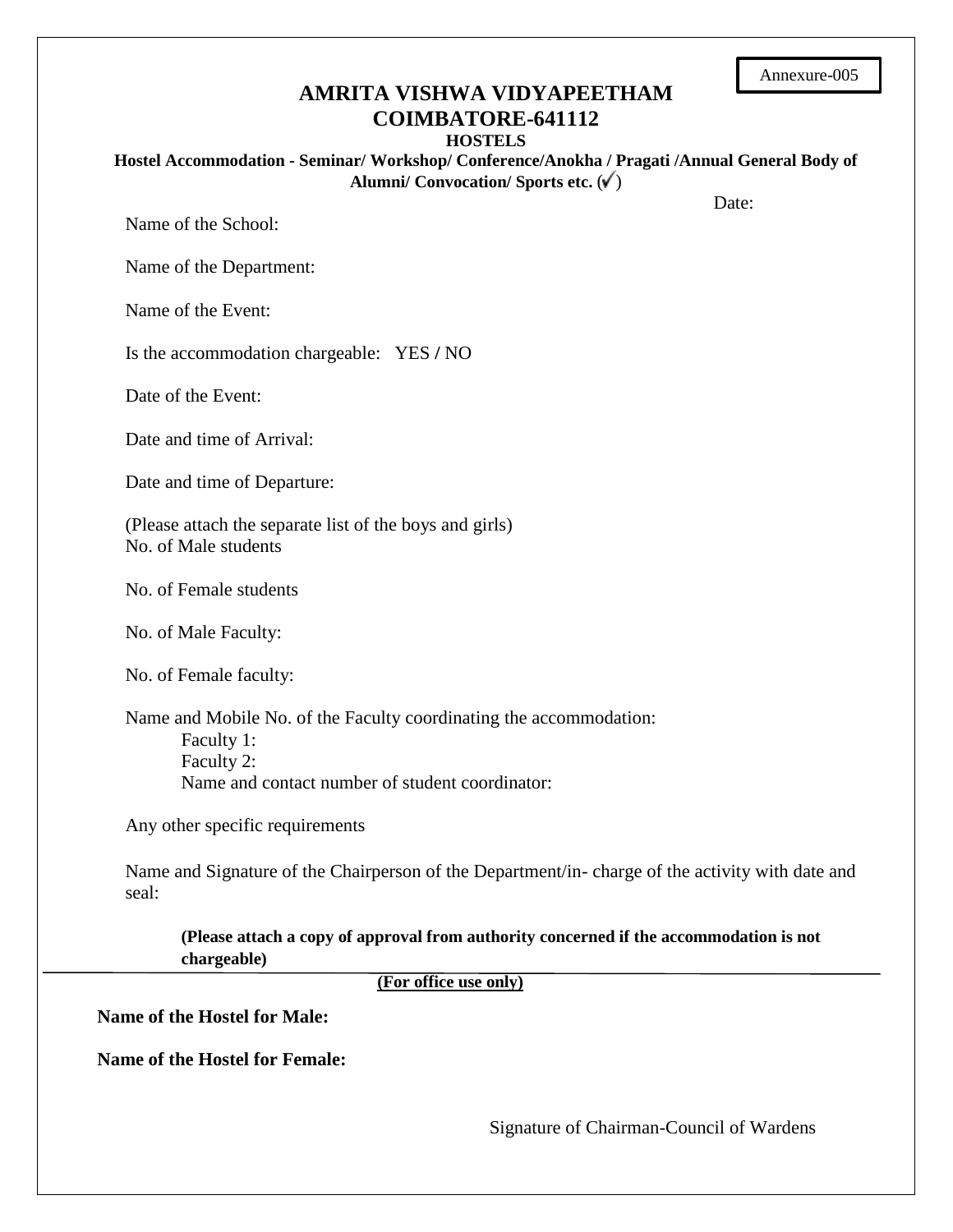Annexure-005

# AMRITA VISHWA VIDYAPEETHAM
## COIMBATORE-641112

**HOSTELS**

**Hostel Accommodation - Seminar/ Workshop/ Conference/Anokha / Pragati /Annual General Body of Alumni/ Convocation/ Sports etc. (✓)**

Date:

Name of the School:

Name of the Department:

Name of the Event:

Is the accommodation chargeable: YES / NO

Date of the Event:

Date and time of Arrival:

Date and time of Departure:

(Please attach the separate list of the boys and girls)
No. of Male students

No. of Female students

No. of Male Faculty:

No. of Female faculty:

Name and Mobile No. of the Faculty coordinating the accommodation:
Faculty 1:
Faculty 2:
Name and contact number of student coordinator:

Any other specific requirements

Name and Signature of the Chairperson of the Department/in- charge of the activity with date and seal:

**(Please attach a copy of approval from authority concerned if the accommodation is not chargeable)**

---

**(For office use only)**

**Name of the Hostel for Male:**

**Name of the Hostel for Female:**

Signature of Chairman-Council of Wardens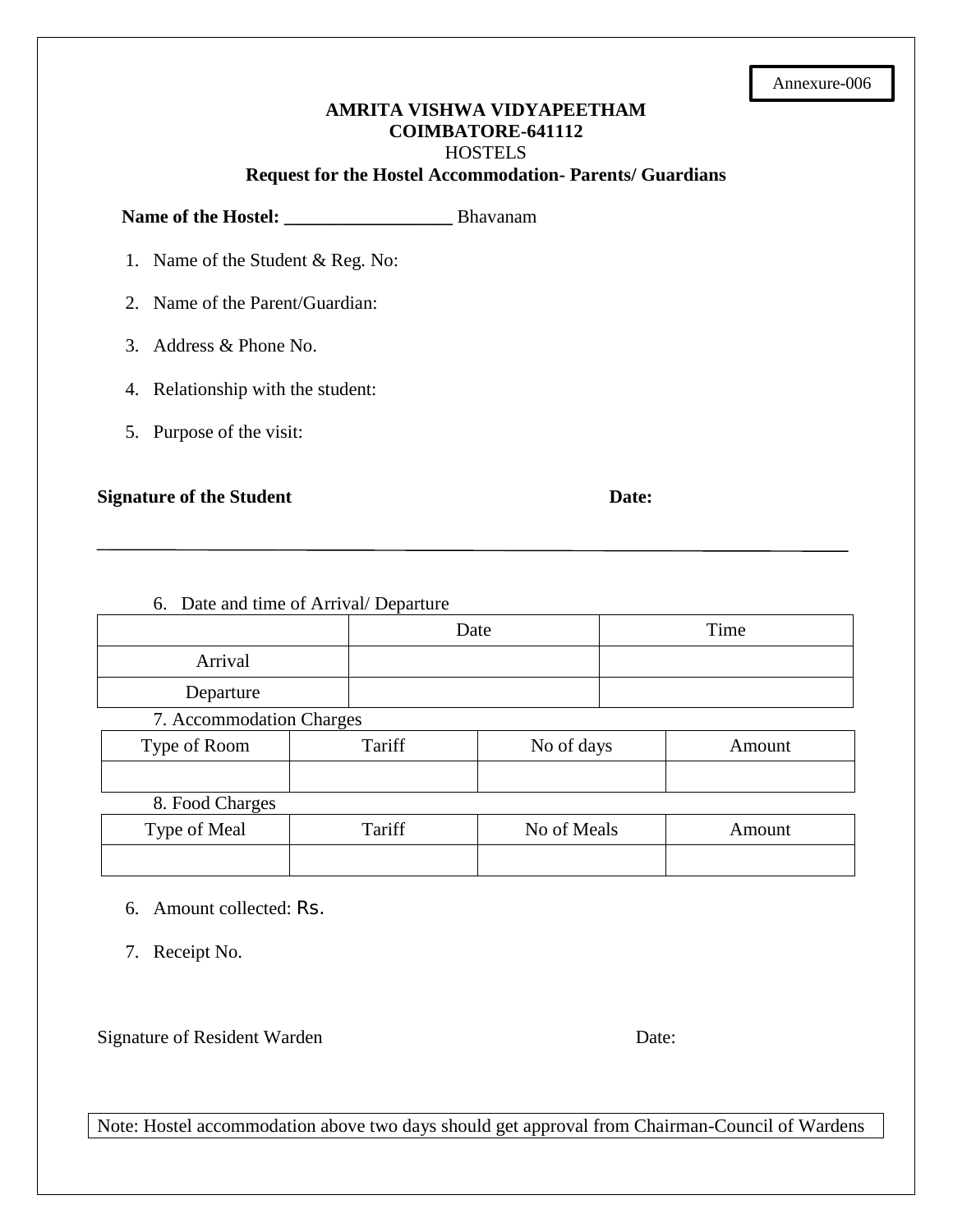Annexure-006

**AMRITA VISHWA VIDYAPEETHAM**
**COIMBATORE-641112**
HOSTELS
**Request for the Hostel Accommodation- Parents/ Guardians**

**Name of the Hostel: __________________** Bhavanam

1. Name of the Student & Reg. No:
2. Name of the Parent/Guardian:
3. Address & Phone No.
4. Relationship with the student:
5. Purpose of the visit:

**Signature of the Student** **Date:**

---

6. Date and time of Arrival/ Departure

| | Date | Time |
|---|---|---|
| Arrival | | |
| Departure | | |

7. Accommodation Charges

| Type of Room | Tariff | No of days | Amount |
|---|---|---|---|
| | | | |

8. Food Charges

| Type of Meal | Tariff | No of Meals | Amount |
|---|---|---|---|
| | | | |

6. Amount collected: Rs.
7. Receipt No.

Signature of Resident Warden Date:

Note: Hostel accommodation above two days should get approval from Chairman-Council of Wardens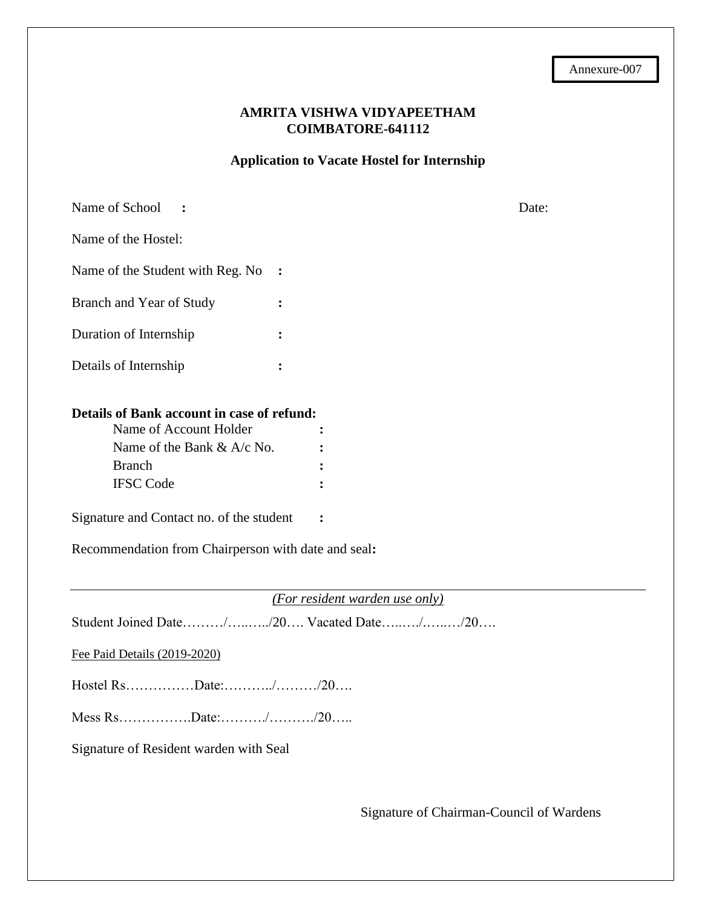Annexure-007

**AMRITA VISHWA VIDYAPEETHAM**
**COIMBATORE-641112**

**Application to Vacate Hostel for Internship**

Name of School **:** Date:

Name of the Hostel:

Name of the Student with Reg. No **:**

Branch and Year of Study **:**

Duration of Internship **:**

Details of Internship **:**

**Details of Bank account in case of refund:**

Name of Account Holder **:**
Name of the Bank & A/c No. **:**
Branch **:**
IFSC Code **:**

Signature and Contact no. of the student **:**

Recommendation from Chairperson with date and seal**:**

---

*(For resident warden use only)*

Student Joined Date………/…..…../20…. Vacated Date…..…/.…..…/20….

Fee Paid Details (2019-2020)

Hostel Rs……………Date:………../………/20….

Mess Rs…………….Date:………./………./20…..

Signature of Resident warden with Seal

Signature of Chairman-Council of Wardens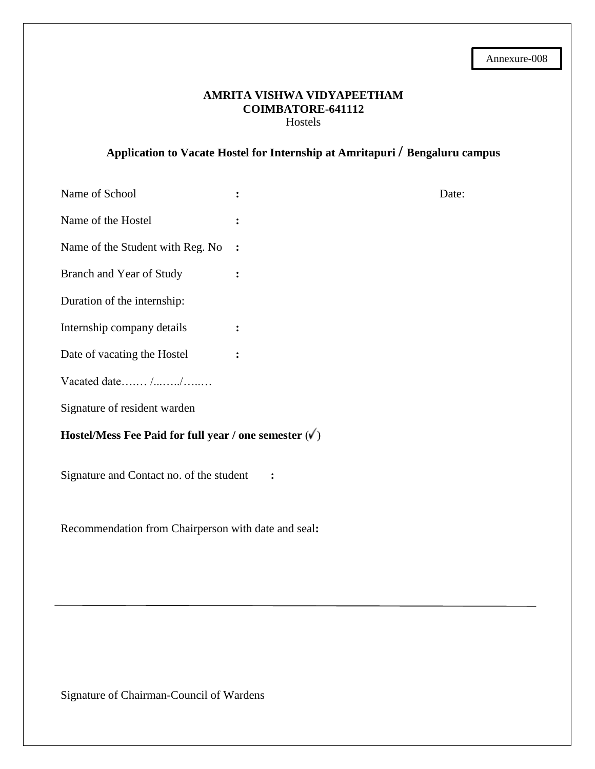Annexure-008

**AMRITA VISHWA VIDYAPEETHAM**
**COIMBATORE-641112**
Hostels

**Application to Vacate Hostel for Internship at Amritapuri / Bengaluru campus**

Name of School : Date:

Name of the Hostel :

Name of the Student with Reg. No :

Branch and Year of Study :

Duration of the internship:

Internship company details :

Date of vacating the Hostel :

Vacated date…..… /...…../…..…

Signature of resident warden

**Hostel/Mess Fee Paid for full year / one semester (✓)**

Signature and Contact no. of the student :

Recommendation from Chairperson with date and seal**:**

---

Signature of Chairman-Council of Wardens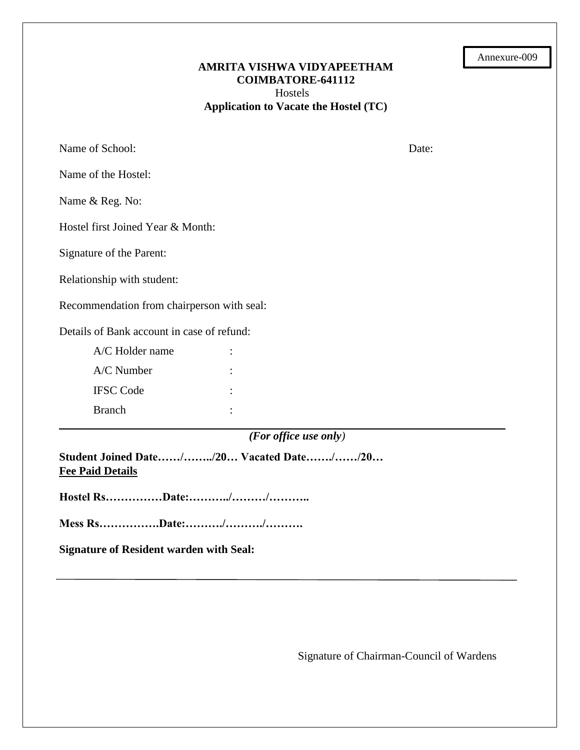Annexure-009

**AMRITA VISHWA VIDYAPEETHAM**
**COIMBATORE-641112**
Hostels
**Application to Vacate the Hostel (TC)**

Name of School: Date:

Name of the Hostel:

Name & Reg. No:

Hostel first Joined Year & Month:

Signature of the Parent:

Relationship with student:

Recommendation from chairperson with seal:

Details of Bank account in case of refund:

A/C Holder name :

A/C Number :

IFSC Code :

Branch :

---

*(For office use only)*

**Student Joined Date……/……../20… Vacated Date……./……/20…**
**Fee Paid Details**

**Hostel Rs……………Date:………../………/………..**

**Mess Rs…………….Date:………./………./……….**

**Signature of Resident warden with Seal:**

---

Signature of Chairman-Council of Wardens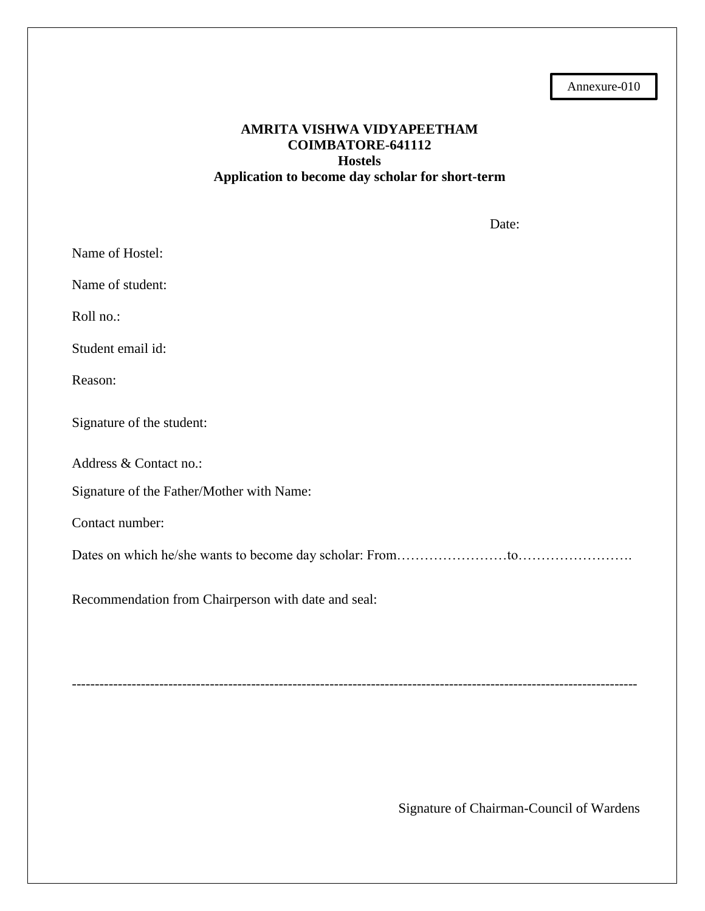Annexure-010

**AMRITA VISHWA VIDYAPEETHAM**
**COIMBATORE-641112**
**Hostels**
**Application to become day scholar for short-term**

Date:

Name of Hostel:

Name of student:

Roll no.:

Student email id:

Reason:

Signature of the student:

Address & Contact no.:

Signature of the Father/Mother with Name:

Contact number:

Dates on which he/she wants to become day scholar: From……………………to…………………….

Recommendation from Chairperson with date and seal:

------------------------------------------------------------------------------------------------------------------------

Signature of Chairman-Council of Wardens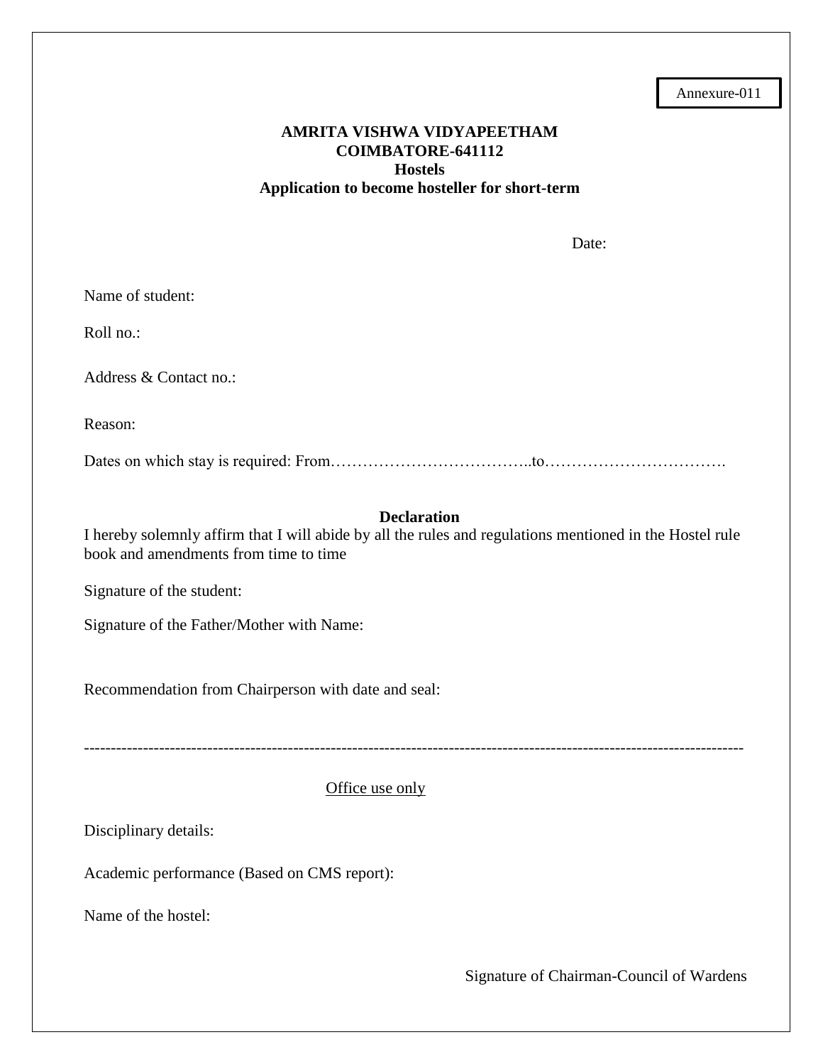Annexure-011

**AMRITA VISHWA VIDYAPEETHAM**
**COIMBATORE-641112**
**Hostels**
**Application to become hosteller for short-term**

Date:

Name of student:

Roll no.:

Address & Contact no.:

Reason:

Dates on which stay is required: From………………………………..to…………………………….

**Declaration**

I hereby solemnly affirm that I will abide by all the rules and regulations mentioned in the Hostel rule book and amendments from time to time

Signature of the student:

Signature of the Father/Mother with Name:

Recommendation from Chairperson with date and seal:

---

Office use only

Disciplinary details:

Academic performance (Based on CMS report):

Name of the hostel:

Signature of Chairman-Council of Wardens